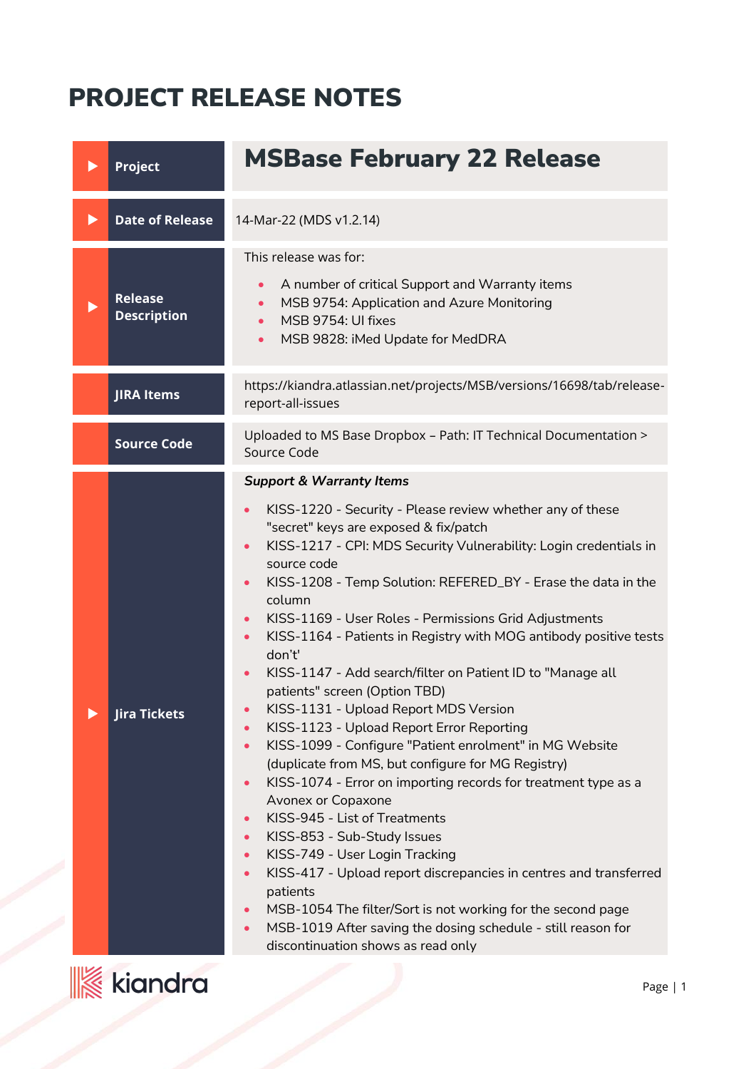# PROJECT RELEASE NOTES

| | |
|---|---|
| **Project** | **MSBase February 22 Release** |
| **Date of Release** | 14-Mar-22 (MDS v1.2.14) |
| **Release Description** | This release was for:<br>• A number of critical Support and Warranty items<br>• MSB 9754: Application and Azure Monitoring<br>• MSB 9754: UI fixes<br>• MSB 9828: iMed Update for MedDRA |
| **JIRA Items** | https://kiandra.atlassian.net/projects/MSB/versions/16698/tab/release-report-all-issues |
| **Source Code** | Uploaded to MS Base Dropbox – Path: IT Technical Documentation > Source Code |
| **Jira Tickets** | ***Support & Warranty Items***<br>• KISS-1220 - Security - Please review whether any of these "secret" keys are exposed & fix/patch<br>• KISS-1217 - CPI: MDS Security Vulnerability: Login credentials in source code<br>• KISS-1208 - Temp Solution: REFERED_BY - Erase the data in the column<br>• KISS-1169 - User Roles - Permissions Grid Adjustments<br>• KISS-1164 - Patients in Registry with MOG antibody positive tests don't'<br>• KISS-1147 - Add search/filter on Patient ID to "Manage all patients" screen (Option TBD)<br>• KISS-1131 - Upload Report MDS Version<br>• KISS-1123 - Upload Report Error Reporting<br>• KISS-1099 - Configure "Patient enrolment" in MG Website (duplicate from MS, but configure for MG Registry)<br>• KISS-1074 - Error on importing records for treatment type as a Avonex or Copaxone<br>• KISS-945 - List of Treatments<br>• KISS-853 - Sub-Study Issues<br>• KISS-749 - User Login Tracking<br>• KISS-417 - Upload report discrepancies in centres and transferred patients<br>• MSB-1054 The filter/Sort is not working for the second page<br>• MSB-1019 After saving the dosing schedule - still reason for discontinuation shows as read only |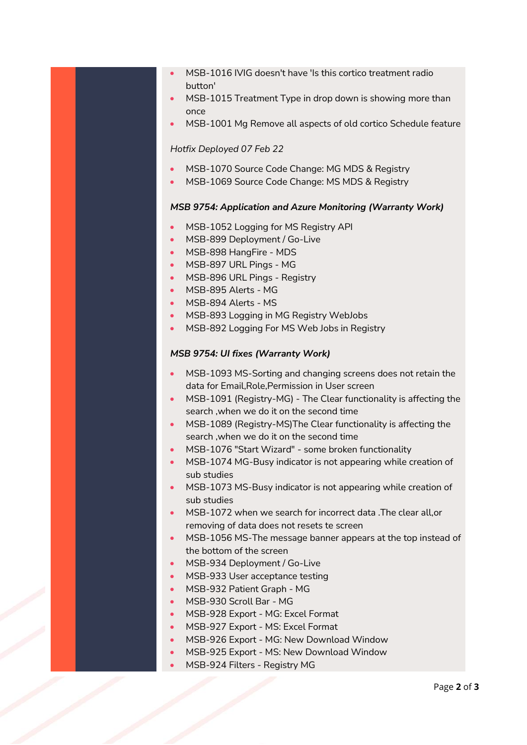- MSB-1016 IVIG doesn't have 'Is this cortico treatment radio button'
- MSB-1015 Treatment Type in drop down is showing more than once
- MSB-1001 Mg Remove all aspects of old cortico Schedule feature

*Hotfix Deployed 07 Feb 22*

- MSB-1070 Source Code Change: MG MDS & Registry
- MSB-1069 Source Code Change: MS MDS & Registry

***MSB 9754: Application and Azure Monitoring (Warranty Work)***

- MSB-1052 Logging for MS Registry API
- MSB-899 Deployment / Go-Live
- MSB-898 HangFire - MDS
- MSB-897 URL Pings - MG
- MSB-896 URL Pings - Registry
- MSB-895 Alerts - MG
- MSB-894 Alerts - MS
- MSB-893 Logging in MG Registry WebJobs
- MSB-892 Logging For MS Web Jobs in Registry

***MSB 9754: UI fixes (Warranty Work)***

- MSB-1093 MS-Sorting and changing screens does not retain the data for Email,Role,Permission in User screen
- MSB-1091 (Registry-MG) - The Clear functionality is affecting the search ,when we do it on the second time
- MSB-1089 (Registry-MS)The Clear functionality is affecting the search ,when we do it on the second time
- MSB-1076 "Start Wizard" - some broken functionality
- MSB-1074 MG-Busy indicator is not appearing while creation of sub studies
- MSB-1073 MS-Busy indicator is not appearing while creation of sub studies
- MSB-1072 when we search for incorrect data .The clear all,or removing of data does not resets te screen
- MSB-1056 MS-The message banner appears at the top instead of the bottom of the screen
- MSB-934 Deployment / Go-Live
- MSB-933 User acceptance testing
- MSB-932 Patient Graph - MG
- MSB-930 Scroll Bar - MG
- MSB-928 Export - MG: Excel Format
- MSB-927 Export - MS: Excel Format
- MSB-926 Export - MG: New Download Window
- MSB-925 Export - MS: New Download Window
- MSB-924 Filters - Registry MG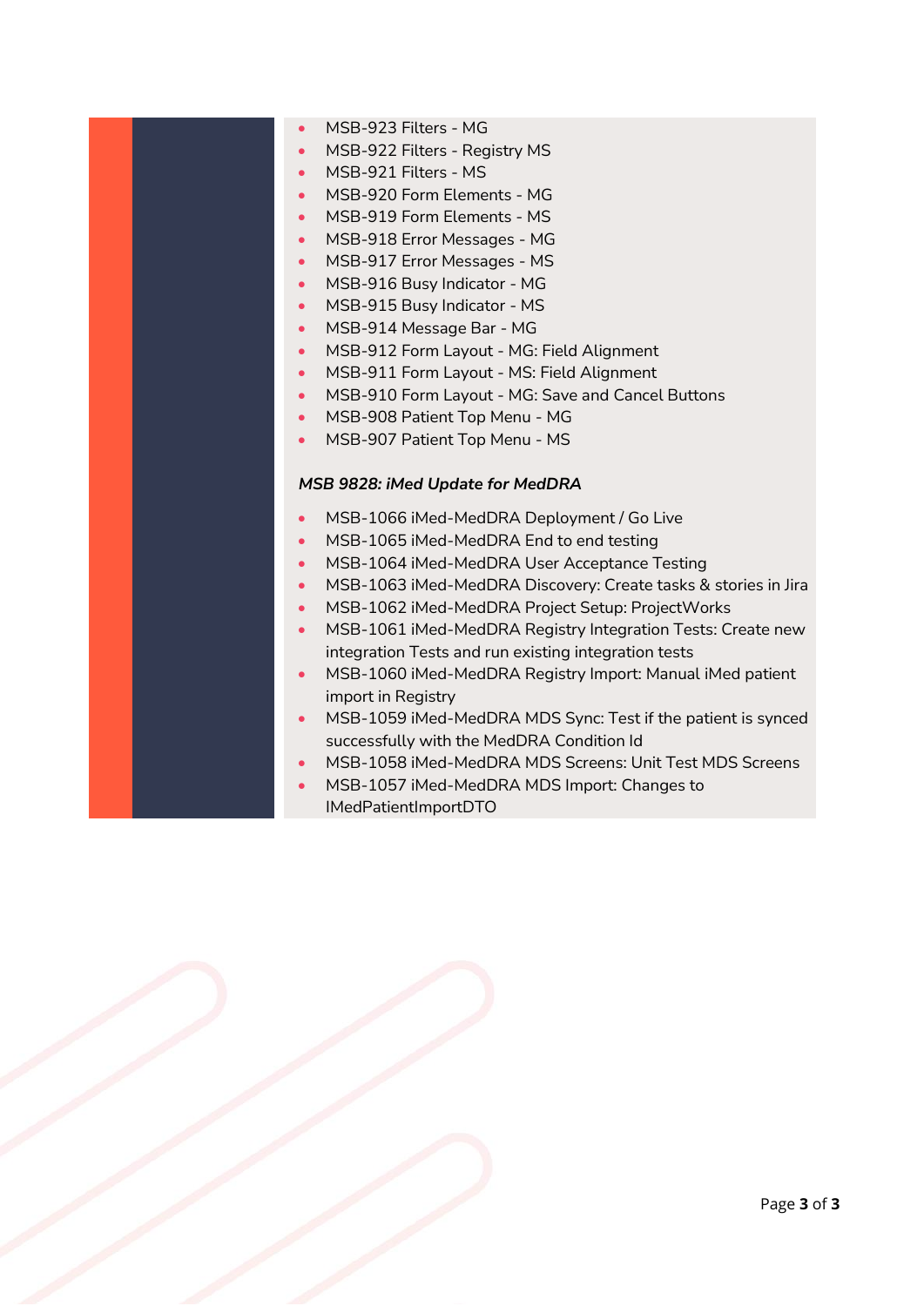- MSB-923 Filters - MG
- MSB-922 Filters - Registry MS
- MSB-921 Filters - MS
- MSB-920 Form Elements - MG
- MSB-919 Form Elements - MS
- MSB-918 Error Messages - MG
- MSB-917 Error Messages - MS
- MSB-916 Busy Indicator - MG
- MSB-915 Busy Indicator - MS
- MSB-914 Message Bar - MG
- MSB-912 Form Layout - MG: Field Alignment
- MSB-911 Form Layout - MS: Field Alignment
- MSB-910 Form Layout - MG: Save and Cancel Buttons
- MSB-908 Patient Top Menu - MG
- MSB-907 Patient Top Menu - MS

***MSB 9828: iMed Update for MedDRA***

- MSB-1066 iMed-MedDRA Deployment / Go Live
- MSB-1065 iMed-MedDRA End to end testing
- MSB-1064 iMed-MedDRA User Acceptance Testing
- MSB-1063 iMed-MedDRA Discovery: Create tasks & stories in Jira
- MSB-1062 iMed-MedDRA Project Setup: ProjectWorks
- MSB-1061 iMed-MedDRA Registry Integration Tests: Create new integration Tests and run existing integration tests
- MSB-1060 iMed-MedDRA Registry Import: Manual iMed patient import in Registry
- MSB-1059 iMed-MedDRA MDS Sync: Test if the patient is synced successfully with the MedDRA Condition Id
- MSB-1058 iMed-MedDRA MDS Screens: Unit Test MDS Screens
- MSB-1057 iMed-MedDRA MDS Import: Changes to IMedPatientImportDTO